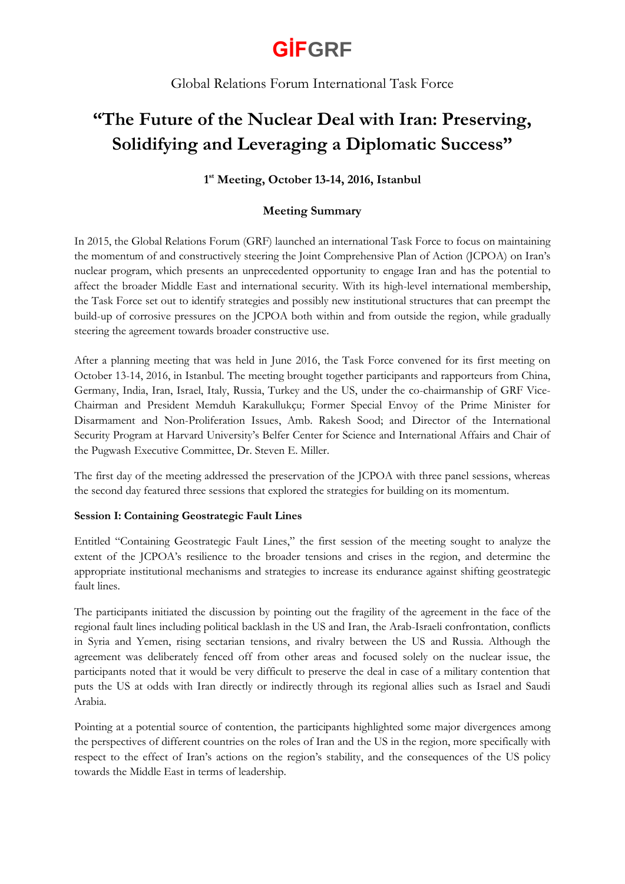# GİFGRF

Global Relations Forum International Task Force

# "The Future of the Nuclear Deal with Iran: Preserving, Solidifying and Leveraging a Diplomatic Success"

**1st Meeting, October 13-14, 2016, Istanbul**

**Meeting Summary**

In 2015, the Global Relations Forum (GRF) launched an international Task Force to focus on maintaining the momentum of and constructively steering the Joint Comprehensive Plan of Action (JCPOA) on Iran's nuclear program, which presents an unprecedented opportunity to engage Iran and has the potential to affect the broader Middle East and international security. With its high-level international membership, the Task Force set out to identify strategies and possibly new institutional structures that can preempt the build-up of corrosive pressures on the JCPOA both within and from outside the region, while gradually steering the agreement towards broader constructive use.

After a planning meeting that was held in June 2016, the Task Force convened for its first meeting on October 13-14, 2016, in Istanbul. The meeting brought together participants and rapporteurs from China, Germany, India, Iran, Israel, Italy, Russia, Turkey and the US, under the co-chairmanship of GRF Vice-Chairman and President Memduh Karakullukçu; Former Special Envoy of the Prime Minister for Disarmament and Non-Proliferation Issues, Amb. Rakesh Sood; and Director of the International Security Program at Harvard University's Belfer Center for Science and International Affairs and Chair of the Pugwash Executive Committee, Dr. Steven E. Miller.

The first day of the meeting addressed the preservation of the JCPOA with three panel sessions, whereas the second day featured three sessions that explored the strategies for building on its momentum.

**Session I: Containing Geostrategic Fault Lines**

Entitled "Containing Geostrategic Fault Lines," the first session of the meeting sought to analyze the extent of the JCPOA's resilience to the broader tensions and crises in the region, and determine the appropriate institutional mechanisms and strategies to increase its endurance against shifting geostrategic fault lines.

The participants initiated the discussion by pointing out the fragility of the agreement in the face of the regional fault lines including political backlash in the US and Iran, the Arab-Israeli confrontation, conflicts in Syria and Yemen, rising sectarian tensions, and rivalry between the US and Russia. Although the agreement was deliberately fenced off from other areas and focused solely on the nuclear issue, the participants noted that it would be very difficult to preserve the deal in case of a military contention that puts the US at odds with Iran directly or indirectly through its regional allies such as Israel and Saudi Arabia.

Pointing at a potential source of contention, the participants highlighted some major divergences among the perspectives of different countries on the roles of Iran and the US in the region, more specifically with respect to the effect of Iran's actions on the region's stability, and the consequences of the US policy towards the Middle East in terms of leadership.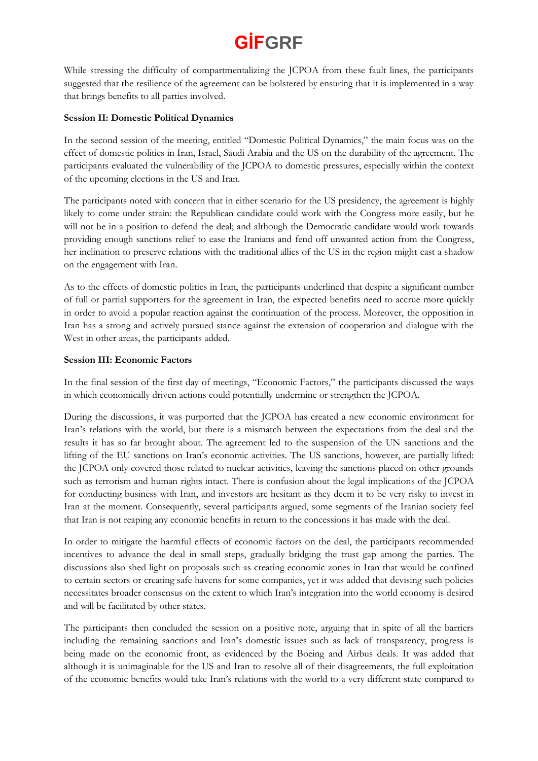While stressing the difficulty of compartmentalizing the JCPOA from these fault lines, the participants suggested that the resilience of the agreement can be bolstered by ensuring that it is implemented in a way that brings benefits to all parties involved.

**Session II: Domestic Political Dynamics**

In the second session of the meeting, entitled "Domestic Political Dynamics," the main focus was on the effect of domestic politics in Iran, Israel, Saudi Arabia and the US on the durability of the agreement. The participants evaluated the vulnerability of the JCPOA to domestic pressures, especially within the context of the upcoming elections in the US and Iran.

The participants noted with concern that in either scenario for the US presidency, the agreement is highly likely to come under strain: the Republican candidate could work with the Congress more easily, but he will not be in a position to defend the deal; and although the Democratic candidate would work towards providing enough sanctions relief to ease the Iranians and fend off unwanted action from the Congress, her inclination to preserve relations with the traditional allies of the US in the region might cast a shadow on the engagement with Iran.

As to the effects of domestic politics in Iran, the participants underlined that despite a significant number of full or partial supporters for the agreement in Iran, the expected benefits need to accrue more quickly in order to avoid a popular reaction against the continuation of the process. Moreover, the opposition in Iran has a strong and actively pursued stance against the extension of cooperation and dialogue with the West in other areas, the participants added.

**Session III: Economic Factors**

In the final session of the first day of meetings, "Economic Factors," the participants discussed the ways in which economically driven actions could potentially undermine or strengthen the JCPOA.

During the discussions, it was purported that the JCPOA has created a new economic environment for Iran's relations with the world, but there is a mismatch between the expectations from the deal and the results it has so far brought about. The agreement led to the suspension of the UN sanctions and the lifting of the EU sanctions on Iran's economic activities. The US sanctions, however, are partially lifted: the JCPOA only covered those related to nuclear activities, leaving the sanctions placed on other grounds such as terrorism and human rights intact. There is confusion about the legal implications of the JCPOA for conducting business with Iran, and investors are hesitant as they deem it to be very risky to invest in Iran at the moment. Consequently, several participants argued, some segments of the Iranian society feel that Iran is not reaping any economic benefits in return to the concessions it has made with the deal.

In order to mitigate the harmful effects of economic factors on the deal, the participants recommended incentives to advance the deal in small steps, gradually bridging the trust gap among the parties. The discussions also shed light on proposals such as creating economic zones in Iran that would be confined to certain sectors or creating safe havens for some companies, yet it was added that devising such policies necessitates broader consensus on the extent to which Iran's integration into the world economy is desired and will be facilitated by other states.

The participants then concluded the session on a positive note, arguing that in spite of all the barriers including the remaining sanctions and Iran's domestic issues such as lack of transparency, progress is being made on the economic front, as evidenced by the Boeing and Airbus deals. It was added that although it is unimaginable for the US and Iran to resolve all of their disagreements, the full exploitation of the economic benefits would take Iran's relations with the world to a very different state compared to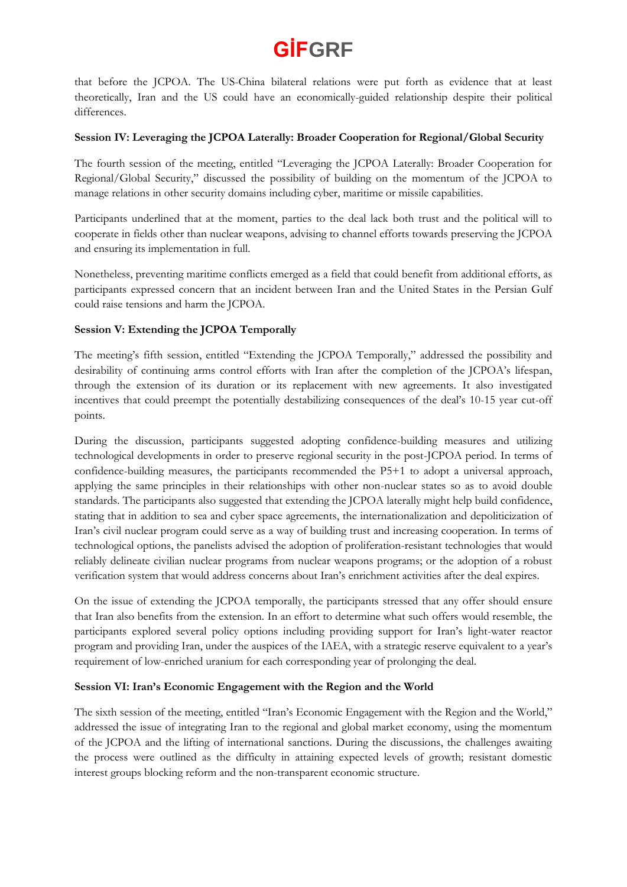that before the JCPOA. The US-China bilateral relations were put forth as evidence that at least theoretically, Iran and the US could have an economically-guided relationship despite their political differences.

**Session IV: Leveraging the JCPOA Laterally: Broader Cooperation for Regional/Global Security**

The fourth session of the meeting, entitled "Leveraging the JCPOA Laterally: Broader Cooperation for Regional/Global Security," discussed the possibility of building on the momentum of the JCPOA to manage relations in other security domains including cyber, maritime or missile capabilities.

Participants underlined that at the moment, parties to the deal lack both trust and the political will to cooperate in fields other than nuclear weapons, advising to channel efforts towards preserving the JCPOA and ensuring its implementation in full.

Nonetheless, preventing maritime conflicts emerged as a field that could benefit from additional efforts, as participants expressed concern that an incident between Iran and the United States in the Persian Gulf could raise tensions and harm the JCPOA.

**Session V: Extending the JCPOA Temporally**

The meeting's fifth session, entitled "Extending the JCPOA Temporally," addressed the possibility and desirability of continuing arms control efforts with Iran after the completion of the JCPOA's lifespan, through the extension of its duration or its replacement with new agreements. It also investigated incentives that could preempt the potentially destabilizing consequences of the deal's 10-15 year cut-off points.

During the discussion, participants suggested adopting confidence-building measures and utilizing technological developments in order to preserve regional security in the post-JCPOA period. In terms of confidence-building measures, the participants recommended the P5+1 to adopt a universal approach, applying the same principles in their relationships with other non-nuclear states so as to avoid double standards. The participants also suggested that extending the JCPOA laterally might help build confidence, stating that in addition to sea and cyber space agreements, the internationalization and depoliticization of Iran's civil nuclear program could serve as a way of building trust and increasing cooperation. In terms of technological options, the panelists advised the adoption of proliferation-resistant technologies that would reliably delineate civilian nuclear programs from nuclear weapons programs; or the adoption of a robust verification system that would address concerns about Iran's enrichment activities after the deal expires.

On the issue of extending the JCPOA temporally, the participants stressed that any offer should ensure that Iran also benefits from the extension. In an effort to determine what such offers would resemble, the participants explored several policy options including providing support for Iran's light-water reactor program and providing Iran, under the auspices of the IAEA, with a strategic reserve equivalent to a year's requirement of low-enriched uranium for each corresponding year of prolonging the deal.

**Session VI: Iran's Economic Engagement with the Region and the World**

The sixth session of the meeting, entitled "Iran's Economic Engagement with the Region and the World," addressed the issue of integrating Iran to the regional and global market economy, using the momentum of the JCPOA and the lifting of international sanctions. During the discussions, the challenges awaiting the process were outlined as the difficulty in attaining expected levels of growth; resistant domestic interest groups blocking reform and the non-transparent economic structure.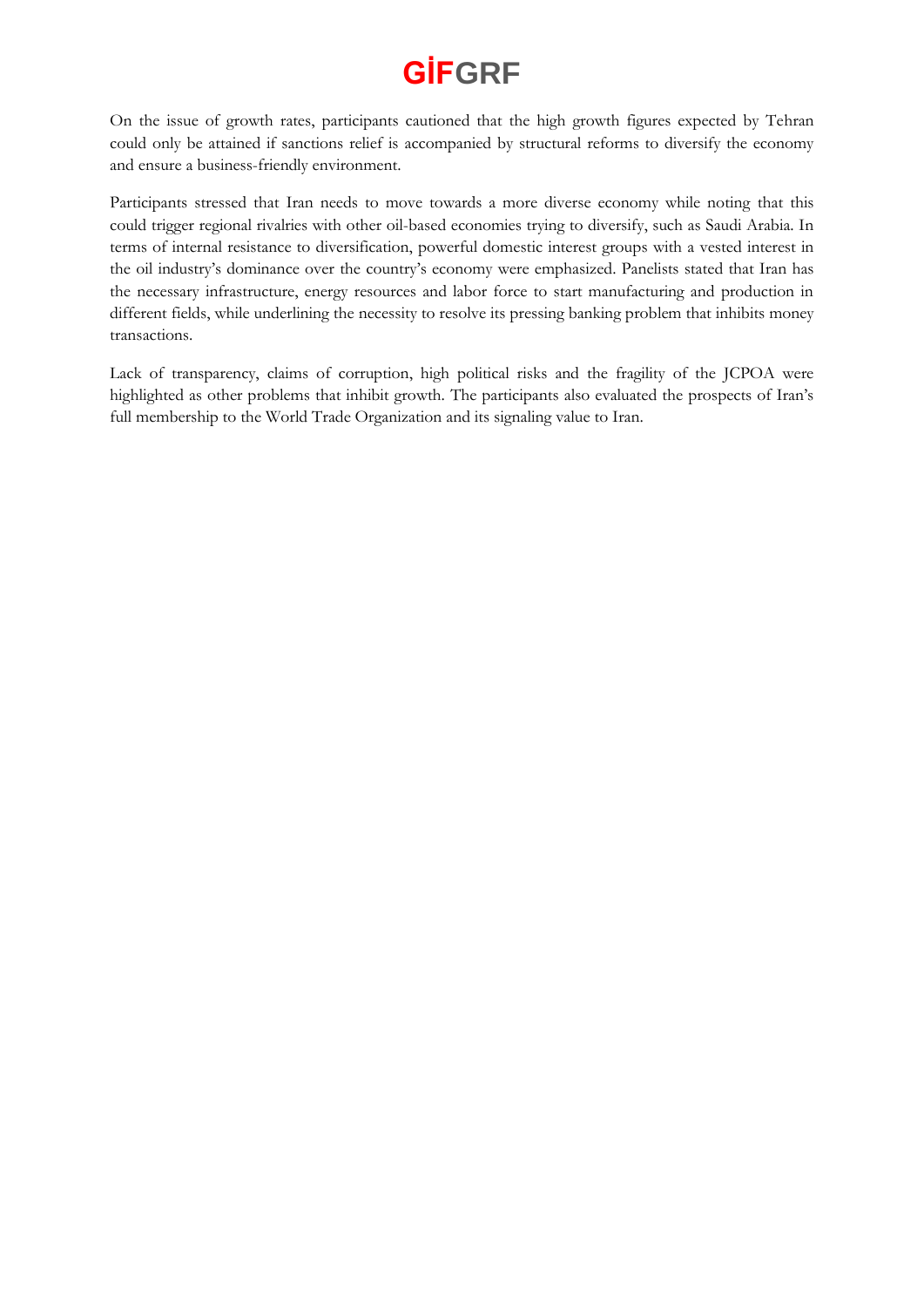On the issue of growth rates, participants cautioned that the high growth figures expected by Tehran could only be attained if sanctions relief is accompanied by structural reforms to diversify the economy and ensure a business-friendly environment.

Participants stressed that Iran needs to move towards a more diverse economy while noting that this could trigger regional rivalries with other oil-based economies trying to diversify, such as Saudi Arabia. In terms of internal resistance to diversification, powerful domestic interest groups with a vested interest in the oil industry's dominance over the country's economy were emphasized. Panelists stated that Iran has the necessary infrastructure, energy resources and labor force to start manufacturing and production in different fields, while underlining the necessity to resolve its pressing banking problem that inhibits money transactions.

Lack of transparency, claims of corruption, high political risks and the fragility of the JCPOA were highlighted as other problems that inhibit growth. The participants also evaluated the prospects of Iran's full membership to the World Trade Organization and its signaling value to Iran.